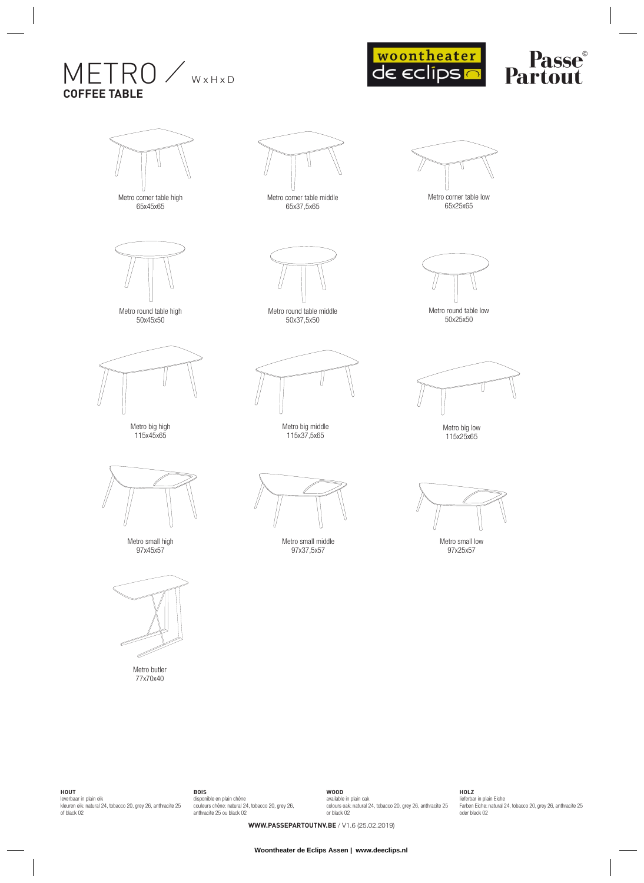# METRO / W x H x D

## COFFEE TABLE

woontheater de eclips

Passe Partout ©

Metro corner table high
65x45x65

Metro corner table middle
65x37,5x65

Metro corner table low
65x25x65

Metro round table high
50x45x50

Metro round table middle
50x37,5x50

Metro round table low
50x25x50

Metro big high
115x45x65

Metro big middle
115x37,5x65

Metro big low
115x25x65

Metro small high
97x45x57

Metro small middle
97x37,5x57

Metro small low
97x25x57

Metro butler
77x70x40

**HOUT**
leverbaar in plain eik
kleuren eik: natural 24, tobacco 20, grey 26, anthracite 25 of black 02

**BOIS**
disponible en plain chêne
couleurs chêne: natural 24, tobacco 20, grey 26, anthracite 25 ou black 02

**WOOD**
available in plain oak
colours oak: natural 24, tobacco 20, grey 26, anthracite 25 or black 02

**HOLZ**
lieferbar in plain Eiche
Farben Eiche: natural 24, tobacco 20, grey 26, anthracite 25 oder black 02

**WWW.PASSEPARTOUTNV.BE** / V1.6 (25.02.2019)

**Woontheater de Eclips Assen | www.deeclips.nl**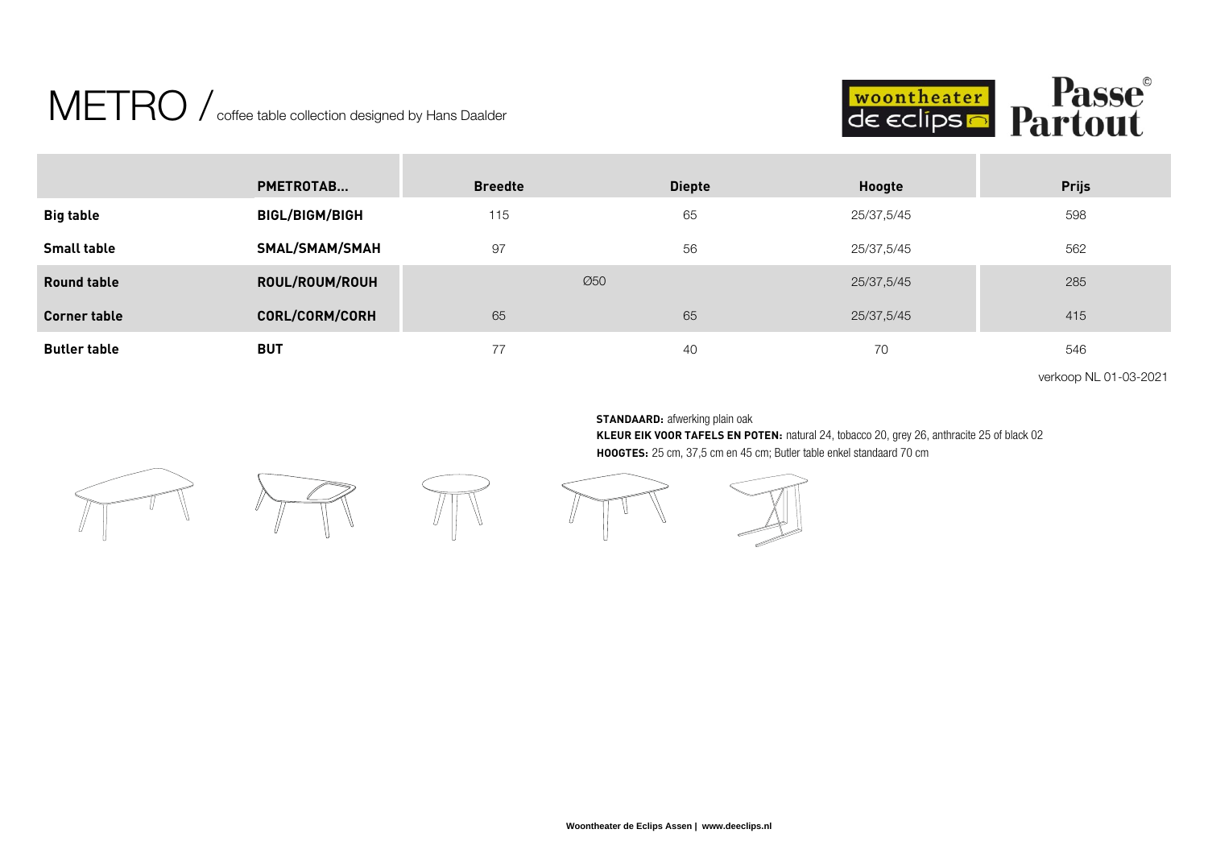# METRO / coffee table collection designed by Hans Daalder

| | PMETROTAB... | Breedte | Diepte | Hoogte | Prijs |
|---|---|---|---|---|---|
| **Big table** | **BIGL/BIGM/BIGH** | 115 | 65 | 25/37,5/45 | 598 |
| **Small table** | **SMAL/SMAM/SMAH** | 97 | 56 | 25/37,5/45 | 562 |
| **Round table** | **ROUL/ROUM/ROUH** | Ø50 | | 25/37,5/45 | 285 |
| **Corner table** | **CORL/CORM/CORH** | 65 | 65 | 25/37,5/45 | 415 |
| **Butler table** | **BUT** | 77 | 40 | 70 | 546 |

verkoop NL 01-03-2021

**STANDAARD:** afwerking plain oak
**KLEUR EIK VOOR TAFELS EN POTEN:** natural 24, tobacco 20, grey 26, anthracite 25 of black 02
**HOOGTES:** 25 cm, 37,5 cm en 45 cm; Butler table enkel standaard 70 cm

**Woontheater de Eclips Assen | www.deeclips.nl**